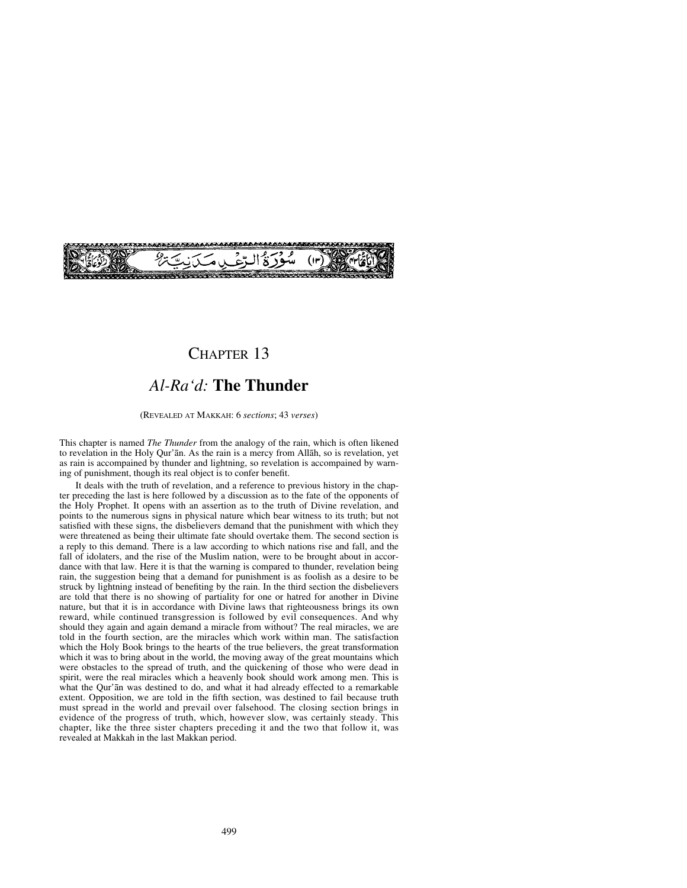سُوْرَةُ الرَّعْدِ مَدَنِيَّةٌ (١٣)

# Chapter 13

## *Al-Ra'd:* The Thunder

(Revealed at Makkah: 6 *sections*; 43 *verses*)

This chapter is named *The Thunder* from the analogy of the rain, which is often likened to revelation in the Holy Qur'ān. As the rain is a mercy from Allāh, so is revelation, yet as rain is accompained by thunder and lightning, so revelation is accompained by warning of punishment, though its real object is to confer benefit.

It deals with the truth of revelation, and a reference to previous history in the chapter preceding the last is here followed by a discussion as to the fate of the opponents of the Holy Prophet. It opens with an assertion as to the truth of Divine revelation, and points to the numerous signs in physical nature which bear witness to its truth; but not satisfied with these signs, the disbelievers demand that the punishment with which they were threatened as being their ultimate fate should overtake them. The second section is a reply to this demand. There is a law according to which nations rise and fall, and the fall of idolaters, and the rise of the Muslim nation, were to be brought about in accordance with that law. Here it is that the warning is compared to thunder, revelation being rain, the suggestion being that a demand for punishment is as foolish as a desire to be struck by lightning instead of benefiting by the rain. In the third section the disbelievers are told that there is no showing of partiality for one or hatred for another in Divine nature, but that it is in accordance with Divine laws that righteousness brings its own reward, while continued transgression is followed by evil consequences. And why should they again and again demand a miracle from without? The real miracles, we are told in the fourth section, are the miracles which work within man. The satisfaction which the Holy Book brings to the hearts of the true believers, the great transformation which it was to bring about in the world, the moving away of the great mountains which were obstacles to the spread of truth, and the quickening of those who were dead in spirit, were the real miracles which a heavenly book should work among men. This is what the Qur'ān was destined to do, and what it had already effected to a remarkable extent. Opposition, we are told in the fifth section, was destined to fail because truth must spread in the world and prevail over falsehood. The closing section brings in evidence of the progress of truth, which, however slow, was certainly steady. This chapter, like the three sister chapters preceding it and the two that follow it, was revealed at Makkah in the last Makkan period.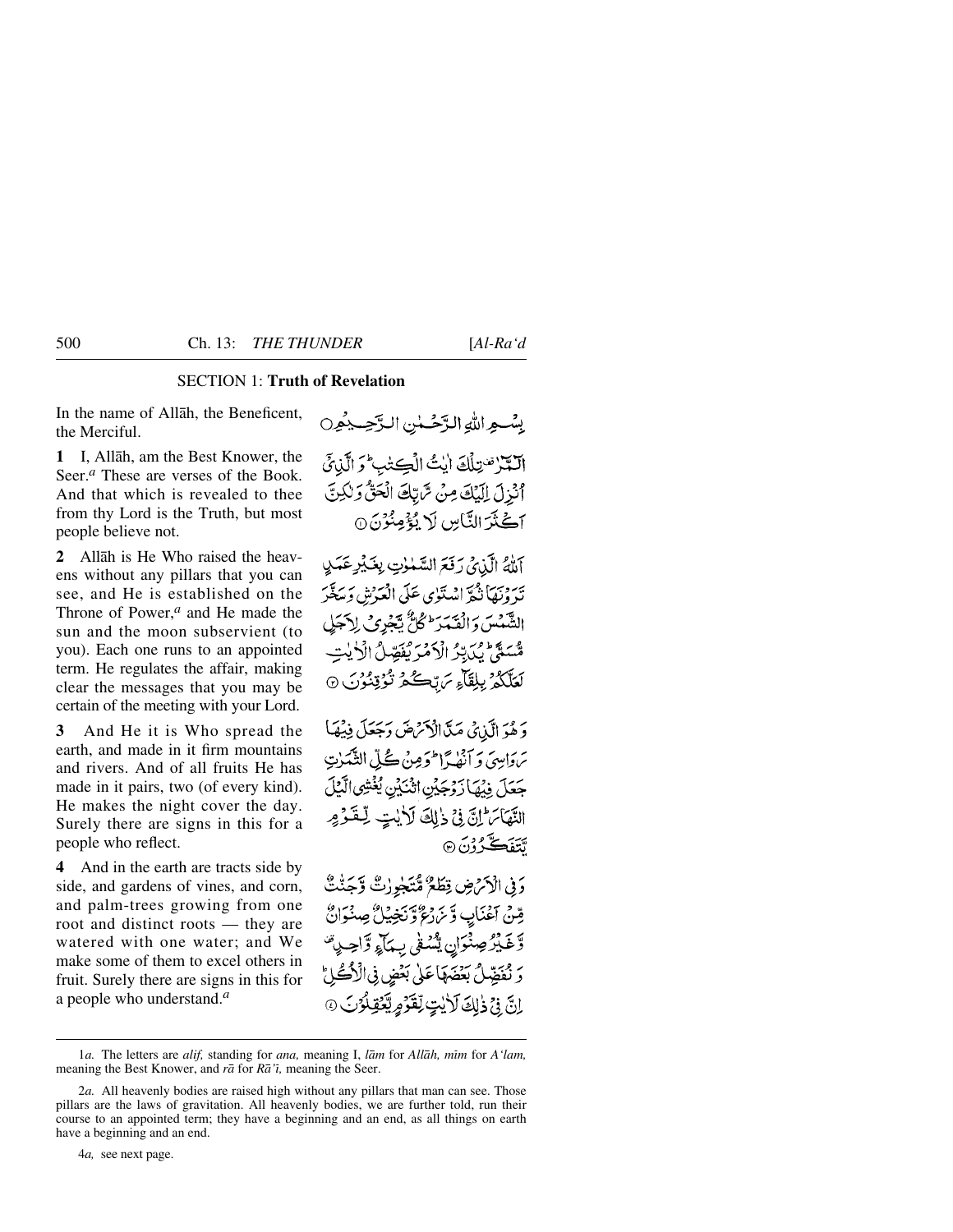## SECTION 1: **Truth of Revelation**

In the name of Allāh, the Beneficent, the Merciful.

بِسۡمِ اللّٰہِ الرَّحۡمٰنِ الرَّحِیۡمِ

**1** I, Allāh, am the Best Knower, the Seer.[a] These are verses of the Book. And that which is revealed to thee from thy Lord is the Truth, but most people believe not.

الٓـمّٓرٰ ۟ تِلۡکَ اٰیٰتُ الۡکِتٰبِ ؕ وَ الَّذِیۡۤ اُنۡزِلَ اِلَیۡکَ مِنۡ رَّبِّکَ الۡحَقُّ وَ لٰکِنَّ اَکۡثَرَ النَّاسِ لَا یُؤۡمِنُوۡنَ ۝۱

**2** Allāh is He Who raised the heavens without any pillars that you can see, and He is established on the Throne of Power,[a] and He made the sun and the moon subservient (to you). Each one runs to an appointed term. He regulates the affair, making clear the messages that you may be certain of the meeting with your Lord.

اَللّٰہُ الَّذِیۡ رَفَعَ السَّمٰوٰتِ بِغَیۡرِ عَمَدٍ تَرَوۡنَہَا ثُمَّ اسۡتَوٰی عَلَی الۡعَرۡشِ وَ سَخَّرَ الشَّمۡسَ وَ الۡقَمَرَ ؕ کُلٌّ یَّجۡرِیۡ لِاَجَلٍ مُّسَمًّی ؕ یُدَبِّرُ الۡاَمۡرَ یُفَصِّلُ الۡاٰیٰتِ لَعَلَّکُمۡ بِلِقَآءِ رَبِّکُمۡ تُوۡقِنُوۡنَ ۝۲

**3** And He it is Who spread the earth, and made in it firm mountains and rivers. And of all fruits He has made in it pairs, two (of every kind). He makes the night cover the day. Surely there are signs in this for a people who reflect.

وَ ہُوَ الَّذِیۡ مَدَّ الۡاَرۡضَ وَ جَعَلَ فِیۡہَا رَوَاسِیَ وَ اَنۡہٰرًا ؕ وَ مِنۡ کُلِّ الثَّمَرٰتِ جَعَلَ فِیۡہَا زَوۡجَیۡنِ اثۡنَیۡنِ یُغۡشِی الَّیۡلَ النَّہَارَ ؕ اِنَّ فِیۡ ذٰلِکَ لَاٰیٰتٍ لِّقَوۡمٍ یَّتَفَکَّرُوۡنَ ۝۳

**4** And in the earth are tracts side by side, and gardens of vines, and corn, and palm-trees growing from one root and distinct roots — they are watered with one water; and We make some of them to excel others in fruit. Surely there are signs in this for a people who understand.[a]

وَ فِی الۡاَرۡضِ قِطَعٌ مُّتَجٰوِرٰتٌ وَّ جَنّٰتٌ مِّنۡ اَعۡنَابٍ وَّ زَرۡعٌ وَّ نَخِیۡلٌ صِنۡوَانٌ وَّ غَیۡرُ صِنۡوَانٍ یُّسۡقٰی بِمَآءٍ وَّاحِدٍ ۟ وَ نُفَضِّلُ بَعۡضَہَا عَلٰی بَعۡضٍ فِی الۡاُکُلِ ؕ اِنَّ فِیۡ ذٰلِکَ لَاٰیٰتٍ لِّقَوۡمٍ یَّعۡقِلُوۡنَ ۝۴

---

1*a.* The letters are *alif,* standing for *ana,* meaning I, *lām* for *Allāh, mīm* for *A'lam,* meaning the Best Knower, and *rā* for *Rā'ī,* meaning the Seer.

2*a.* All heavenly bodies are raised high without any pillars that man can see. Those pillars are the laws of gravitation. All heavenly bodies, we are further told, run their course to an appointed term; they have a beginning and an end, as all things on earth have a beginning and an end.

4*a,* see next page.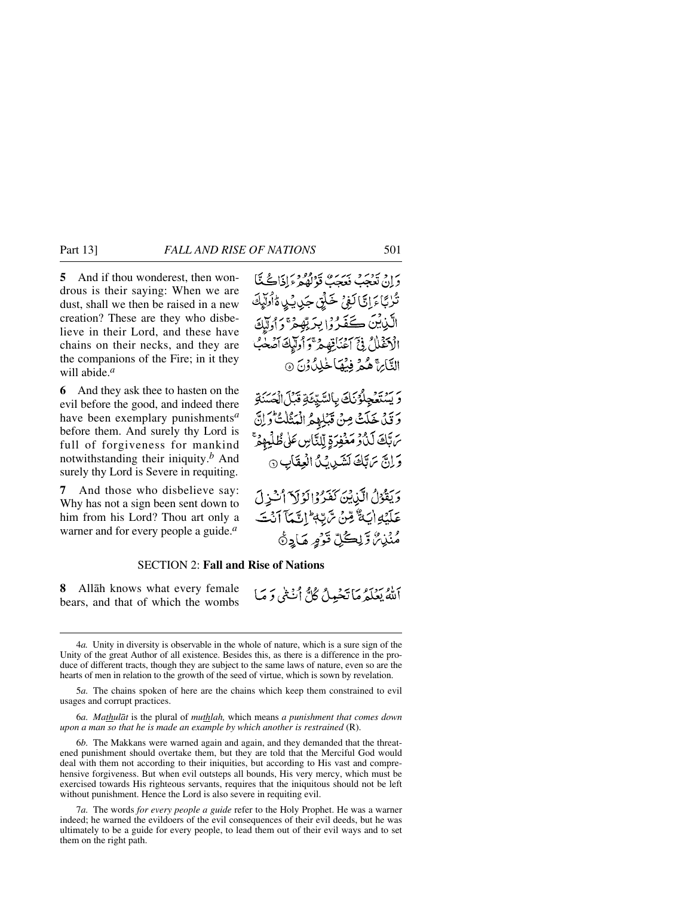**5** And if thou wonderest, then wondrous is their saying: When we are dust, shall we then be raised in a new creation? These are they who disbelieve in their Lord, and these have chains on their necks, and they are the companions of the Fire; in it they will abide.[a]

وَ اِنۡ تَعۡجَبۡ فَعَجَبٌ قَوۡلُهُمۡ ءَاِذَا كُنَّا تُرٰبًا ءَاِنَّا لَفِیۡ خَلۡقٍ جَدِیۡدٍ ۬ؕ اُولٰٓئِکَ الَّذِیۡنَ کَفَرُوۡا بِرَبِّهِمۡ ۚ وَ اُولٰٓئِکَ الۡاَغۡلٰلُ فِیۡۤ اَعۡنَاقِهِمۡ ۚ وَ اُولٰٓئِکَ اَصۡحٰبُ النَّارِ ۚ هُمۡ فِیۡهَا خٰلِدُوۡنَ ﴿۵﴾

**6** And they ask thee to hasten on the evil before the good, and indeed there have been exemplary punishments[a] before them. And surely thy Lord is full of forgiveness for mankind notwithstanding their iniquity.[b] And surely thy Lord is Severe in requiting.

وَ یَسۡتَعۡجِلُوۡنَکَ بِالسَّیِّئَۃِ قَبۡلَ الۡحَسَنَۃِ وَ قَدۡ خَلَتۡ مِنۡ قَبۡلِهِمُ الۡمَثُلٰتُ ؕ وَ اِنَّ رَبَّکَ لَذُوۡ مَغۡفِرَۃٍ لِّلنَّاسِ عَلٰی ظُلۡمِهِمۡ ۚ وَ اِنَّ رَبَّکَ لَشَدِیۡدُ الۡعِقَابِ ﴿۶﴾

**7** And those who disbelieve say: Why has not a sign been sent down to him from his Lord? Thou art only a warner and for every people a guide.[a]

وَ یَقُوۡلُ الَّذِیۡنَ کَفَرُوۡا لَوۡ لَاۤ اُنۡزِلَ عَلَیۡهِ اٰیَۃٌ مِّنۡ رَّبِّهٖ ؕ اِنَّمَاۤ اَنۡتَ مُنۡذِرٌ وَّ لِکُلِّ قَوۡمٍ هَادٍ ٪﴿۷﴾

## SECTION 2: Fall and Rise of Nations

**8** Allāh knows what every female bears, and that of which the wombs

اَللّٰهُ یَعۡلَمُ مَا تَحۡمِلُ کُلُّ اُنۡثٰی وَ مَا

---

4*a.* Unity in diversity is observable in the whole of nature, which is a sure sign of the Unity of the great Author of all existence. Besides this, as there is a difference in the produce of different tracts, though they are subject to the same laws of nature, even so are the hearts of men in relation to the growth of the seed of virtue, which is sown by revelation.

5*a.* The chains spoken of here are the chains which keep them constrained to evil usages and corrupt practices.

6*a.* *Mathulāt* is the plural of *muthlah,* which means *a punishment that comes down upon a man so that he is made an example by which another is restrained* (R).

6*b.* The Makkans were warned again and again, and they demanded that the threatened punishment should overtake them, but they are told that the Merciful God would deal with them not according to their iniquities, but according to His vast and comprehensive forgiveness. But when evil outsteps all bounds, His very mercy, which must be exercised towards His righteous servants, requires that the iniquitous should not be left without punishment. Hence the Lord is also severe in requiting evil.

7*a.* The words *for every people a guide* refer to the Holy Prophet. He was a warner indeed; he warned the evildoers of the evil consequences of their evil deeds, but he was ultimately to be a guide for every people, to lead them out of their evil ways and to set them on the right path.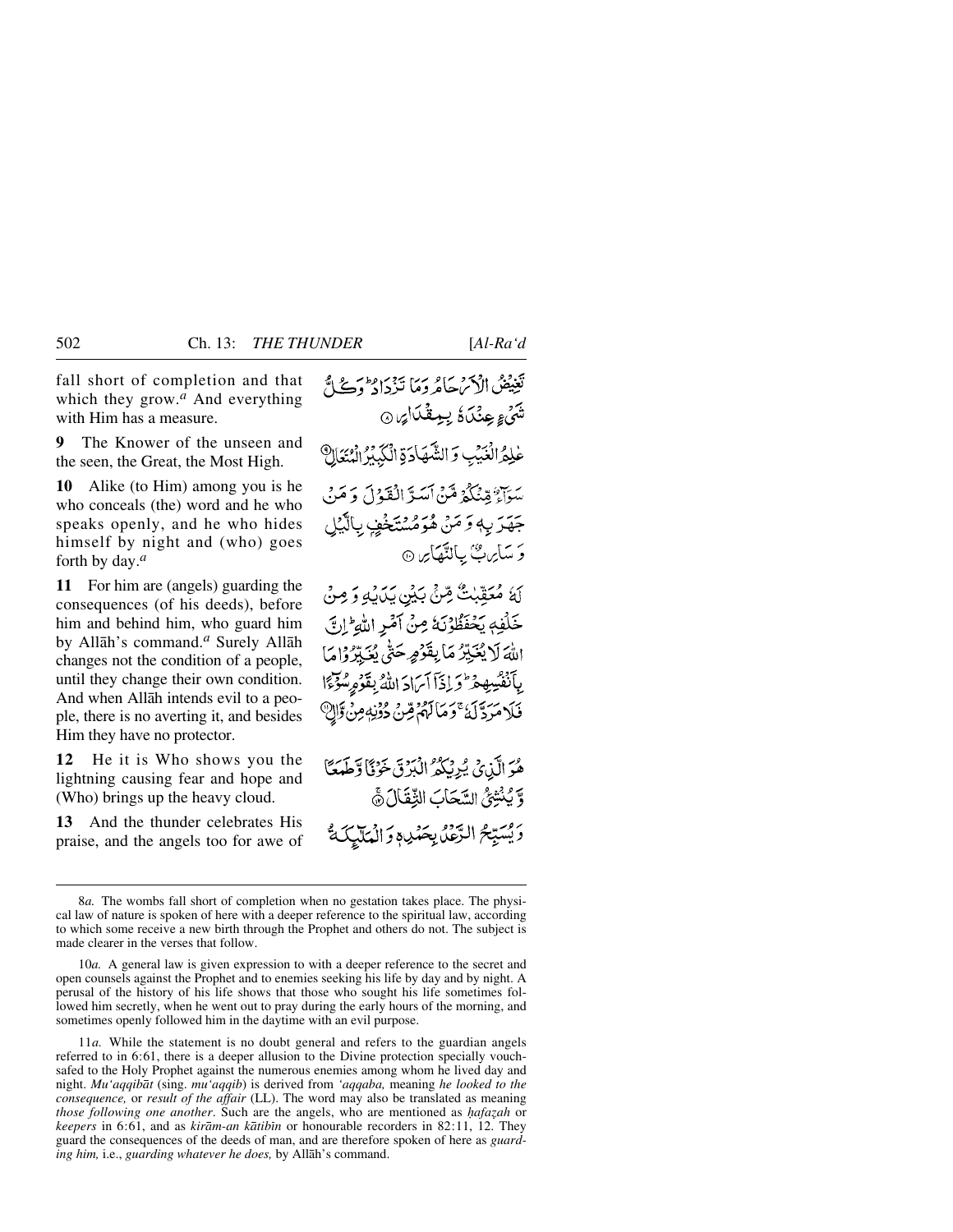fall short of completion and that which they grow.[a] And everything with Him has a measure.

تَغِيْضُ الْاَرْحَامُ وَمَا تَزْدَادُ ؕ وَكُلُّ شَیْءٍ عِنْدَهٗ بِمِقْدَارٍ ۞

**9** The Knower of the unseen and the seen, the Great, the Most High.

عٰلِمُ الْغَيْبِ وَالشَّهَادَةِ الْكَبِيْرُ الْمُتَعَالِ ۞

**10** Alike (to Him) among you is he who conceals (the) word and he who speaks openly, and he who hides himself by night and (who) goes forth by day.[a]

سَوَآءٌ مِّنْكُمْ مَّنْ اَسَرَّ الْقَوْلَ وَمَنْ جَهَرَ بِهٖ وَمَنْ هُوَ مُسْتَخْفٍۭ بِالَّيْلِ وَسَارِبٌۢ بِالنَّهَارِ ۞

**11** For him are (angels) guarding the consequences (of his deeds), before him and behind him, who guard him by Allāh's command.[a] Surely Allāh changes not the condition of a people, until they change their own condition. And when Allāh intends evil to a people, there is no averting it, and besides Him they have no protector.

لَهٗ مُعَقِّبٰتٌ مِّنْۢ بَيْنِ يَدَيْهِ وَمِنْ خَلْفِهٖ يَحْفَظُوْنَهٗ مِنْ اَمْرِ اللّٰهِ ؕ اِنَّ اللّٰهَ لَا يُغَيِّرُ مَا بِقَوْمٍ حَتّٰى يُغَيِّرُوْا مَا بِاَنْفُسِهِمْ ؕ وَاِذَاۤ اَرَادَ اللّٰهُ بِقَوْمٍ سُوْٓءًا فَلَا مَرَدَّ لَهٗ ۚ وَمَا لَهُمْ مِّنْ دُوْنِهٖ مِنْ وَّالٍ ۞

**12** He it is Who shows you the lightning causing fear and hope and (Who) brings up the heavy cloud.

هُوَ الَّذِیْ يُرِيْكُمُ الْبَرْقَ خَوْفًا وَّطَمَعًا وَّيُنْشِئُ السَّحَابَ الثِّقَالَ ۞

**13** And the thunder celebrates His praise, and the angels too for awe of

وَيُسَبِّحُ الرَّعْدُ بِحَمْدِهٖ وَالْمَلٰٓئِكَةُ

---

8*a*. The wombs fall short of completion when no gestation takes place. The physical law of nature is spoken of here with a deeper reference to the spiritual law, according to which some receive a new birth through the Prophet and others do not. The subject is made clearer in the verses that follow.

10*a*. A general law is given expression to with a deeper reference to the secret and open counsels against the Prophet and to enemies seeking his life by day and by night. A perusal of the history of his life shows that those who sought his life sometimes followed him secretly, when he went out to pray during the early hours of the morning, and sometimes openly followed him in the daytime with an evil purpose.

11*a*. While the statement is no doubt general and refers to the guardian angels referred to in 6:61, there is a deeper allusion to the Divine protection specially vouchsafed to the Holy Prophet against the numerous enemies among whom he lived day and night. *Mu'aqqibāt* (sing. *mu'aqqib*) is derived from *'aqqaba,* meaning *he looked to the consequence,* or *result of the affair* (LL). The word may also be translated as meaning *those following one another*. Such are the angels, who are mentioned as *ḥafaẓah* or *keepers* in 6:61, and as *kirām-an kātibīn* or honourable recorders in 82:11, 12. They guard the consequences of the deeds of man, and are therefore spoken of here as *guarding him,* i.e., *guarding whatever he does,* by Allāh's command.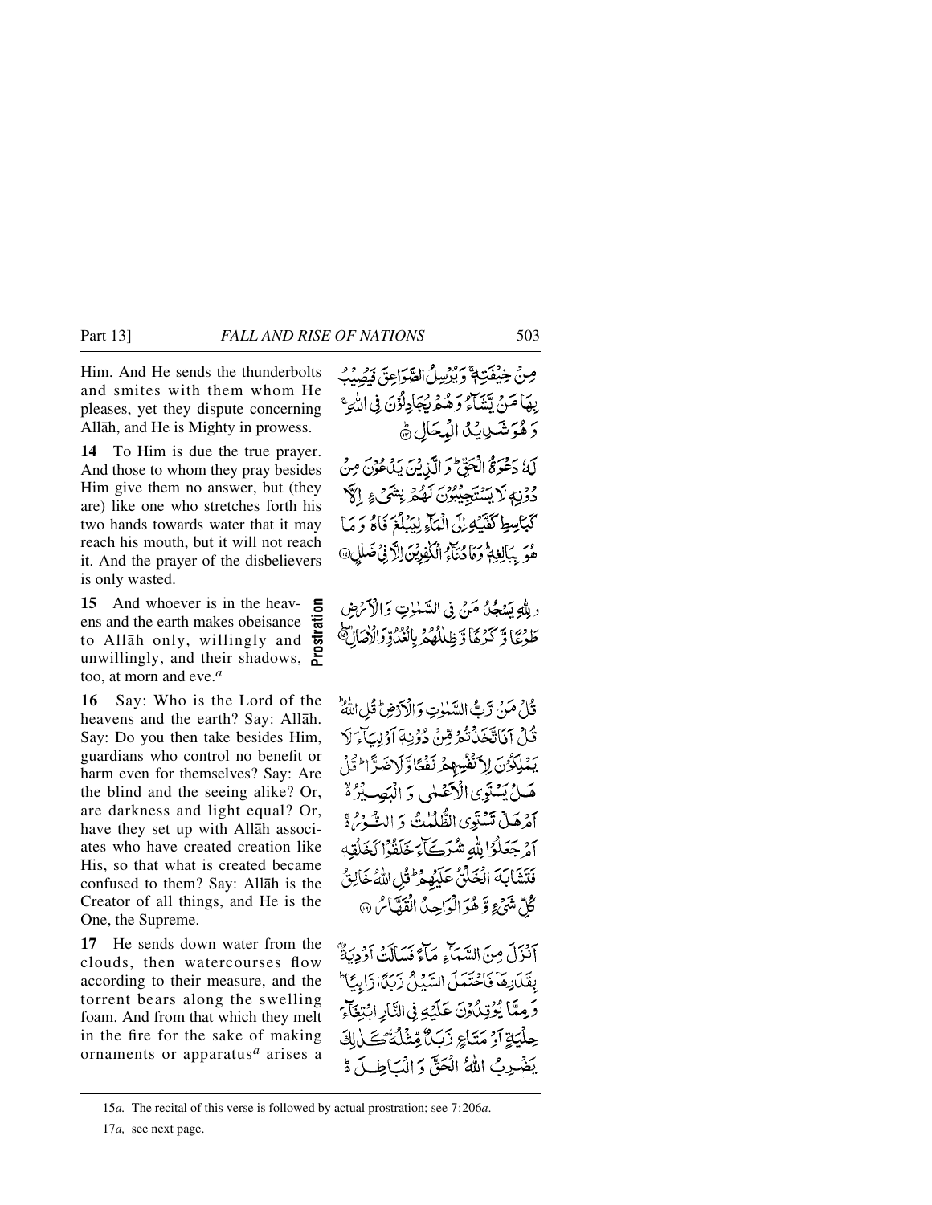Him. And He sends the thunderbolts and smites with them whom He pleases, yet they dispute concerning Allāh, and He is Mighty in prowess.

مِنْ خِيْفَتِهٖ ۚ وَ يُرْسِلُ الصَّوَاعِقَ فَيُصِيْبُ بِهَا مَنْ يَّشَآءُ وَ هُمْ يُجَادِلُوْنَ فِي اللّٰهِ ۚ وَ هُوَ شَدِيْدُ الْمِحَالِ ﴿۱۳﴾

**14** To Him is due the true prayer. And those to whom they pray besides Him give them no answer, but (they are) like one who stretches forth his two hands towards water that it may reach his mouth, but it will not reach it. And the prayer of the disbelievers is only wasted.

لَهٗ دَعْوَةُ الْحَقِّ ؕ وَ الَّذِيْنَ يَدْعُوْنَ مِنْ دُوْنِهٖ لَا يَسْتَجِيْبُوْنَ لَهُمْ بِشَيْءٍ اِلَّا كَبَاسِطِ كَفَّيْهِ اِلَى الْمَآءِ لِيَبْلُغَ فَاهُ وَ مَا هُوَ بِبَالِغِهٖ ؕ وَ مَا دُعَآءُ الْكٰفِرِيْنَ اِلَّا فِيْ ضَلٰلٍ ﴿۱۴﴾

**15** And whoever is in the heavens and the earth makes obeisance to Allāh only, willingly and unwillingly, and their shadows, too, at morn and eve.[a]

**Prostration**

وَ لِلّٰهِ يَسْجُدُ مَنْ فِي السَّمٰوٰتِ وَ الْاَرْضِ طَوْعًا وَّ كَرْهًا وَّ ظِلٰلُهُمْ بِالْغُدُوِّ وَ الْاٰصَالِ ﴿۱۵﴾

**16** Say: Who is the Lord of the heavens and the earth? Say: Allāh. Say: Do you then take besides Him, guardians who control no benefit or harm even for themselves? Say: Are the blind and the seeing alike? Or, are darkness and light equal? Or, have they set up with Allāh associates who have created creation like His, so that what is created became confused to them? Say: Allāh is the Creator of all things, and He is the One, the Supreme.

قُلْ مَنْ رَّبُّ السَّمٰوٰتِ وَ الْاَرْضِ ؕ قُلِ اللّٰهُ ؕ قُلْ اَفَاتَّخَذْتُمْ مِّنْ دُوْنِهٖۤ اَوْلِيَآءَ لَا يَمْلِكُوْنَ لِاَنْفُسِهِمْ نَفْعًا وَّ لَا ضَرًّا ؕ قُلْ هَلْ يَسْتَوِي الْاَعْمٰى وَ الْبَصِيْرُ ۙ اَمْ هَلْ تَسْتَوِي الظُّلُمٰتُ وَ النُّوْرُ ۚ اَمْ جَعَلُوْا لِلّٰهِ شُرَكَآءَ خَلَقُوْا كَخَلْقِهٖ فَتَشَابَهَ الْخَلْقُ عَلَيْهِمْ ؕ قُلِ اللّٰهُ خَالِقُ كُلِّ شَيْءٍ وَّ هُوَ الْوَاحِدُ الْقَهَّارُ ﴿۱۶﴾

**17** He sends down water from the clouds, then watercourses flow according to their measure, and the torrent bears along the swelling foam. And from that which they melt in the fire for the sake of making ornaments or apparatus[a] arises a

اَنْزَلَ مِنَ السَّمَآءِ مَآءً فَسَالَتْ اَوْدِيَةٌۢ بِقَدَرِهَا فَاحْتَمَلَ السَّيْلُ زَبَدًا رَّابِيًا ؕ وَ مِمَّا يُوْقِدُوْنَ عَلَيْهِ فِي النَّارِ ابْتِغَآءَ حِلْيَةٍ اَوْ مَتَاعٍ زَبَدٌ مِّثْلُهٗ ؕ كَذٰلِكَ يَضْرِبُ اللّٰهُ الْحَقَّ وَ الْبَاطِلَ ۬ؕ

---

15*a.* The recital of this verse is followed by actual prostration; see 7:206*a*.

17*a,* see next page.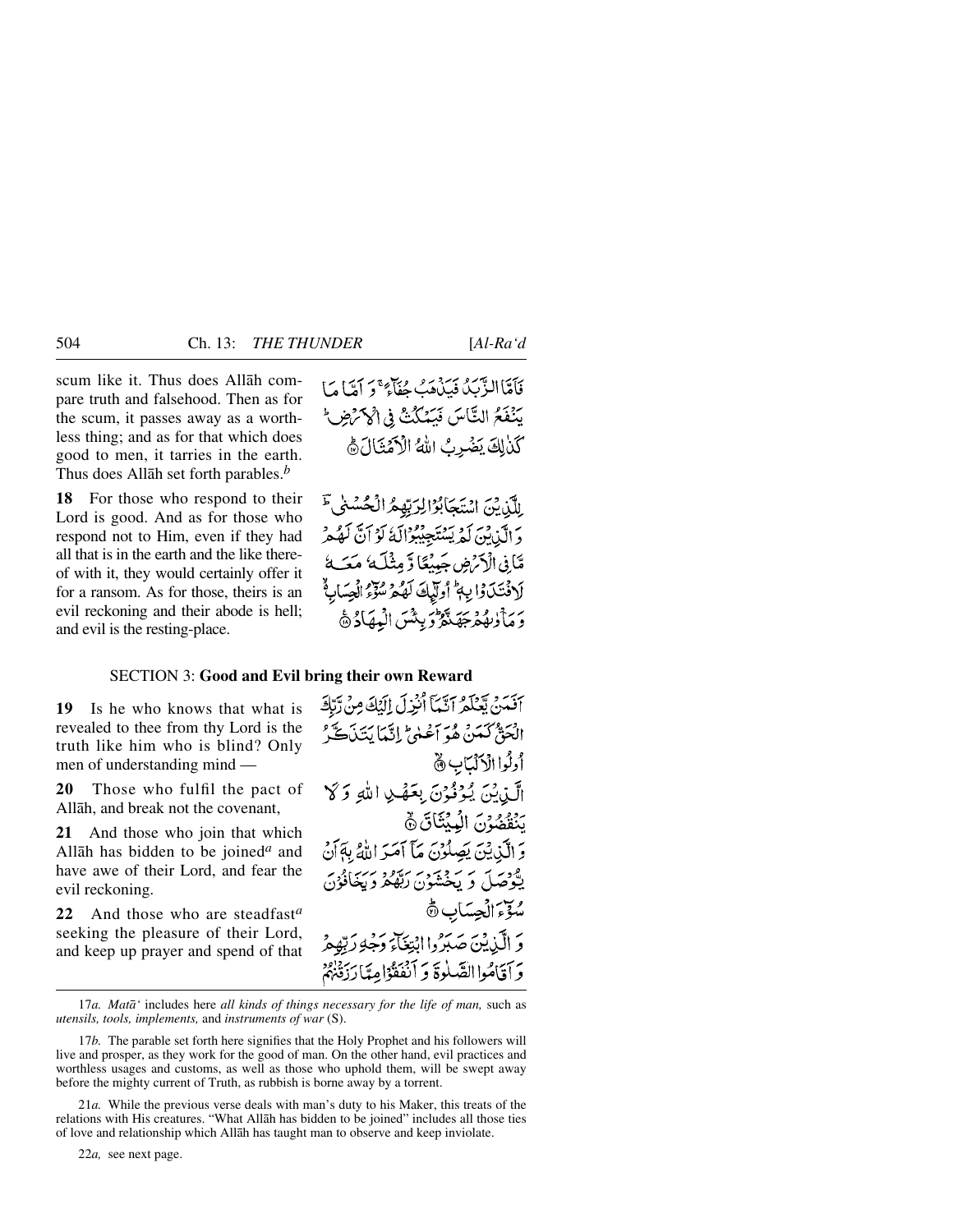scum like it. Thus does Allāh compare truth and falsehood. Then as for the scum, it passes away as a worthless thing; and as for that which does good to men, it tarries in the earth. Thus does Allāh set forth parables.[b]

فَأَمَّا الزَّبَدُ فَيَذْهَبُ جُفَاءً ۖ وَأَمَّا مَا يَنفَعُ النَّاسَ فَيَمْكُثُ فِي الْأَرْضِ ۚ كَذَٰلِكَ يَضْرِبُ اللَّهُ الْأَمْثَالَ

**18** For those who respond to their Lord is good. And as for those who respond not to Him, even if they had all that is in the earth and the like thereof with it, they would certainly offer it for a ransom. As for those, theirs is an evil reckoning and their abode is hell; and evil is the resting-place.

لِلَّذِينَ اسْتَجَابُوا لِرَبِّهِمُ الْحُسْنَىٰ ۚ وَالَّذِينَ لَمْ يَسْتَجِيبُوا لَهُ لَوْ أَنَّ لَهُم مَّا فِي الْأَرْضِ جَمِيعًا وَمِثْلَهُ مَعَهُ لَافْتَدَوْا بِهِ ۚ أُولَٰئِكَ لَهُمْ سُوءُ الْحِسَابِ وَمَأْوَاهُمْ جَهَنَّمُ ۖ وَبِئْسَ الْمِهَادُ

SECTION 3: **Good and Evil bring their own Reward**

**19** Is he who knows that what is revealed to thee from thy Lord is the truth like him who is blind? Only men of understanding mind —

أَفَمَن يَعْلَمُ أَنَّمَا أُنزِلَ إِلَيْكَ مِن رَّبِّكَ الْحَقُّ كَمَنْ هُوَ أَعْمَىٰ ۚ إِنَّمَا يَتَذَكَّرُ أُولُو الْأَلْبَابِ

**20** Those who fulfil the pact of Allāh, and break not the covenant,

الَّذِينَ يُوفُونَ بِعَهْدِ اللَّهِ وَلَا يَنقُضُونَ الْمِيثَاقَ

**21** And those who join that which Allāh has bidden to be joined[a] and have awe of their Lord, and fear the evil reckoning.

وَالَّذِينَ يَصِلُونَ مَا أَمَرَ اللَّهُ بِهِ أَن يُوصَلَ وَيَخْشَوْنَ رَبَّهُمْ وَيَخَافُونَ سُوءَ الْحِسَابِ

**22** And those who are steadfast[a] seeking the pleasure of their Lord, and keep up prayer and spend of that

وَالَّذِينَ صَبَرُوا ابْتِغَاءَ وَجْهِ رَبِّهِمْ وَأَقَامُوا الصَّلَاةَ وَأَنفَقُوا مِمَّا رَزَقْنَاهُمْ

---

17*a.* *Matā‘* includes here *all kinds of things necessary for the life of man,* such as *utensils, tools, implements,* and *instruments of war* (S).

17*b.* The parable set forth here signifies that the Holy Prophet and his followers will live and prosper, as they work for the good of man. On the other hand, evil practices and worthless usages and customs, as well as those who uphold them, will be swept away before the mighty current of Truth, as rubbish is borne away by a torrent.

21*a.* While the previous verse deals with man's duty to his Maker, this treats of the relations with His creatures. "What Allāh has bidden to be joined" includes all those ties of love and relationship which Allāh has taught man to observe and keep inviolate.

22*a,* see next page.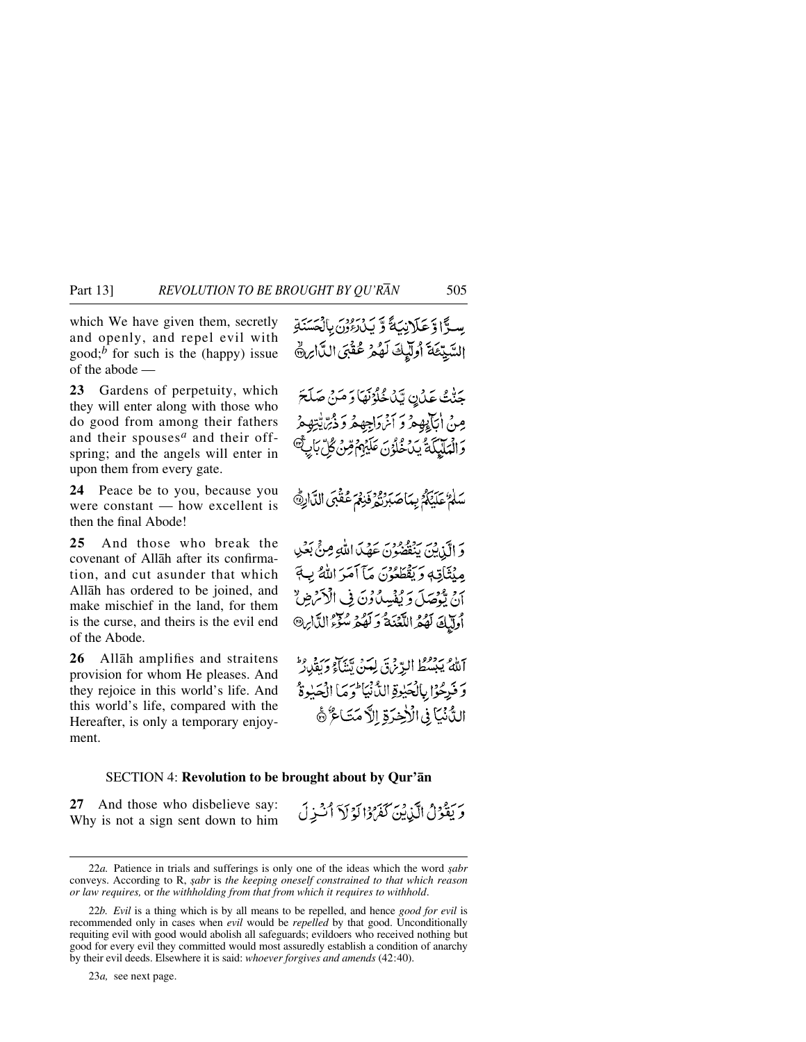which We have given them, secretly and openly, and repel evil with good;[b] for such is the (happy) issue of the abode —

سِرًّا وَّ عَلَانِيَةً وَّ يَدْرَءُوْنَ بِالْحَسَنَةِ السَّيِّئَةَ اُولٰٓئِكَ لَهُمْ عُقْبَى الدَّارِ ﴿۲۲﴾

**23** Gardens of perpetuity, which they will enter along with those who do good from among their fathers and their spouses[a] and their offspring; and the angels will enter in upon them from every gate.

جَنّٰتُ عَدْنٍ يَّدْخُلُوْنَهَا وَ مَنْ صَلَحَ مِنْ اٰبَآئِهِمْ وَ اَزْوَاجِهِمْ وَ ذُرِّيّٰتِهِمْ وَ الْمَلٰٓئِكَةُ يَدْخُلُوْنَ عَلَيْهِمْ مِّنْ كُلِّ بَابٍ ﴿۲۳﴾

**24** Peace be to you, because you were constant — how excellent is then the final Abode!

سَلٰمٌ عَلَيْكُمْ بِمَا صَبَرْتُمْ فَنِعْمَ عُقْبَى الدَّارِ ﴿۲۴﴾

**25** And those who break the covenant of Allāh after its confirmation, and cut asunder that which Allāh has ordered to be joined, and make mischief in the land, for them is the curse, and theirs is the evil end of the Abode.

وَ الَّذِيْنَ يَنْقُضُوْنَ عَهْدَ اللّٰهِ مِنْۢ بَعْدِ مِيْثَاقِهٖ وَ يَقْطَعُوْنَ مَآ اَمَرَ اللّٰهُ بِهٖٓ اَنْ يُّوْصَلَ وَ يُفْسِدُوْنَ فِي الْاَرْضِ ۙ اُولٰٓئِكَ لَهُمُ اللَّعْنَةُ وَ لَهُمْ سُوْٓءُ الدَّارِ ﴿۲۵﴾

**26** Allāh amplifies and straitens provision for whom He pleases. And they rejoice in this world's life. And this world's life, compared with the Hereafter, is only a temporary enjoyment.

اَللّٰهُ يَبْسُطُ الرِّزْقَ لِمَنْ يَّشَآءُ وَ يَقْدِرُ ؕ وَ فَرِحُوْا بِالْحَيٰوةِ الدُّنْيَا ؕ وَ مَا الْحَيٰوةُ الدُّنْيَا فِي الْاٰخِرَةِ اِلَّا مَتَاعٌ ﴿۲۶﴾

## SECTION 4: Revolution to be brought about by Qur'ān

**27** And those who disbelieve say: Why is not a sign sent down to him

وَ يَقُوْلُ الَّذِيْنَ كَفَرُوْا لَوْ لَآ اُنْزِلَ

---

22*a.* Patience in trials and sufferings is only one of the ideas which the word *ṣabr* conveys. According to R, *ṣabr* is *the keeping oneself constrained to that which reason or law requires,* or *the withholding from that from which it requires to withhold*.

22*b.* *Evil* is a thing which is by all means to be repelled, and hence *good for evil* is recommended only in cases when *evil* would be *repelled* by that good. Unconditionally requiting evil with good would abolish all safeguards; evildoers who received nothing but good for every evil they committed would most assuredly establish a condition of anarchy by their evil deeds. Elsewhere it is said: *whoever forgives and amends* (42:40).

23*a,* see next page.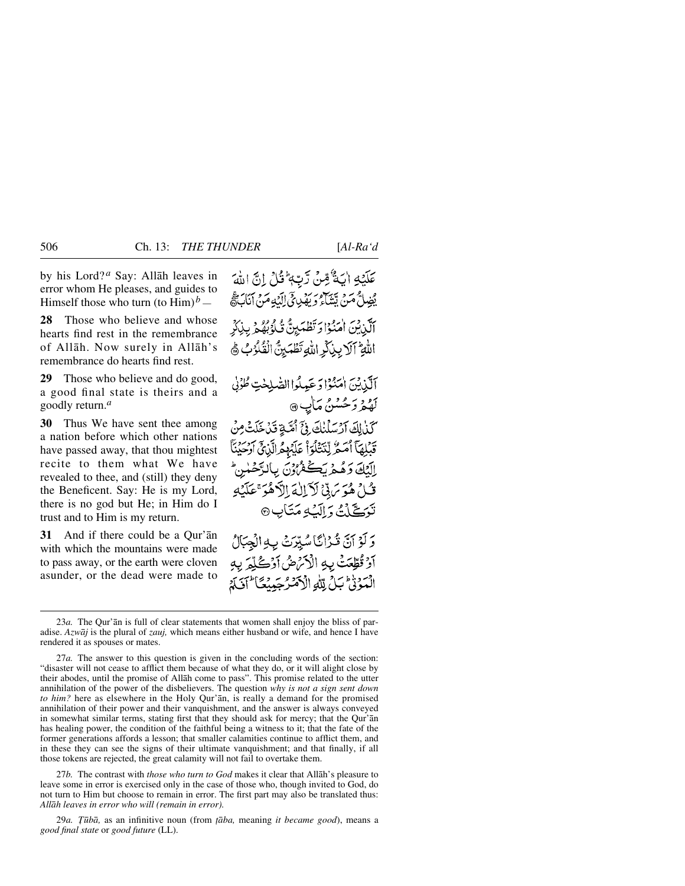by his Lord?[a] Say: Allāh leaves in error whom He pleases, and guides to Himself those who turn (to Him)[b] —

عَلَيْهِ اٰيَةٌ مِّنْ رَّبِّهٖ ؕ قُلْ اِنَّ اللّٰهَ يُضِلُّ مَنْ يَّشَآءُ وَيَهْدِيْۤ اِلَيْهِ مَنْ اَنَابَ ۚۖ

**28** Those who believe and whose hearts find rest in the remembrance of Allāh. Now surely in Allāh's remembrance do hearts find rest.

اَلَّذِيْنَ اٰمَنُوْا وَتَطْمَئِنُّ قُلُوْبُهُمْ بِذِكْرِ اللّٰهِ ؕ اَلَا بِذِكْرِ اللّٰهِ تَطْمَئِنُّ الْقُلُوْبُ ؕ

**29** Those who believe and do good, a good final state is theirs and a goodly return.[a]

اَلَّذِيْنَ اٰمَنُوْا وَعَمِلُوا الصّٰلِحٰتِ طُوْبٰى لَهُمْ وَحُسْنُ مَاٰبٍ ﴿۲۹﴾

**30** Thus We have sent thee among a nation before which other nations have passed away, that thou mightest recite to them what We have revealed to thee, and (still) they deny the Beneficent. Say: He is my Lord, there is no god but He; in Him do I trust and to Him is my return.

كَذٰلِكَ اَرْسَلْنٰكَ فِيْۤ اُمَّةٍ قَدْ خَلَتْ مِنْ قَبْلِهَاۤ اُمَمٌ لِّتَتْلُوَا۠ عَلَيْهِمُ الَّذِيْۤ اَوْحَيْنَاۤ اِلَيْكَ وَهُمْ يَكْفُرُوْنَ بِالرَّحْمٰنِ ؕ قُلْ هُوَ رَبِّيْ لَاۤ اِلٰهَ اِلَّا هُوَ ۚ عَلَيْهِ تَوَكَّلْتُ وَاِلَيْهِ مَتَابِ ﴿۳۰﴾

**31** And if there could be a Qur'ān with which the mountains were made to pass away, or the earth were cloven asunder, or the dead were made to

وَلَوْ اَنَّ قُرْاٰنًا سُيِّرَتْ بِهِ الْجِبَالُ اَوْ قُطِّعَتْ بِهِ الْاَرْضُ اَوْ كُلِّمَ بِهِ الْمَوْتٰى ؕ بَلْ لِّلّٰهِ الْاَمْرُ جَمِيْعًا ؕ اَفَلَمْ

---

23*a.* The Qur'ān is full of clear statements that women shall enjoy the bliss of paradise. *Azwāj* is the plural of *zauj,* which means either husband or wife, and hence I have rendered it as spouses or mates.

27*a.* The answer to this question is given in the concluding words of the section: "disaster will not cease to afflict them because of what they do, or it will alight close by their abodes, until the promise of Allāh come to pass". This promise related to the utter annihilation of the power of the disbelievers. The question *why is not a sign sent down to him?* here as elsewhere in the Holy Qur'ān, is really a demand for the promised annihilation of their power and their vanquishment, and the answer is always conveyed in somewhat similar terms, stating first that they should ask for mercy; that the Qur'ān has healing power, the condition of the faithful being a witness to it; that the fate of the former generations affords a lesson; that smaller calamities continue to afflict them, and in these they can see the signs of their ultimate vanquishment; and that finally, if all those tokens are rejected, the great calamity will not fail to overtake them.

27*b.* The contrast with *those who turn to God* makes it clear that Allāh's pleasure to leave some in error is exercised only in the case of those who, though invited to God, do not turn to Him but choose to remain in error. The first part may also be translated thus: *Allāh leaves in error who will (remain in error).*

29*a.* *Ṭūbā,* as an infinitive noun (from *ṭāba,* meaning *it became good*), means a *good final state* or *good future* (LL).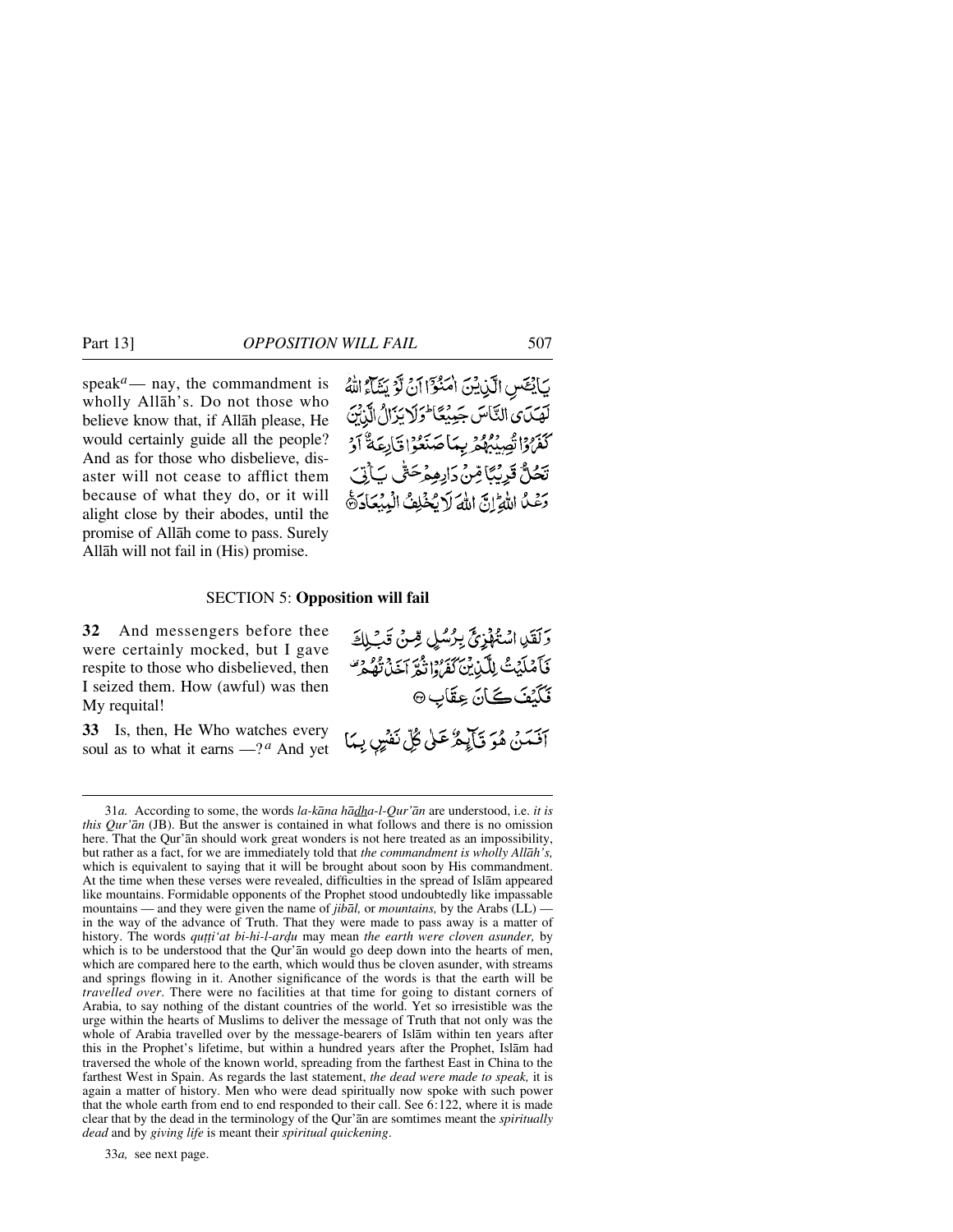speak[a]— nay, the commandment is wholly Allāh's. Do not those who believe know that, if Allāh please, He would certainly guide all the people? And as for those who disbelieve, disaster will not cease to afflict them because of what they do, or it will alight close by their abodes, until the promise of Allāh come to pass. Surely Allāh will not fail in (His) promise.

يَايْـَٔسِ الَّذِيْنَ اٰمَنُوْٓا اَنْ لَّوْ يَشَآءُ اللّٰهُ لَهَدَى النَّاسَ جَمِيْعًا ؕ وَلَا يَزَالُ الَّذِيْنَ كَفَرُوْا تُصِيْبُهُمْ بِمَا صَنَعُوْا قَارِعَةٌ اَوْ تَحُلُّ قَرِيْبًا مِّنْ دَارِهِمْ حَتّٰى يَاْتِيَ وَعْدُ اللّٰهِ ؕ اِنَّ اللّٰهَ لَا يُخْلِفُ الْمِيْعَادَ

## SECTION 5: Opposition will fail

**32** And messengers before thee were certainly mocked, but I gave respite to those who disbelieved, then I seized them. How (awful) was then My requital!

وَلَقَدِ اسْتُهْزِئَ بِرُسُلٍ مِّنْ قَبْلِكَ فَاَمْلَيْتُ لِلَّذِيْنَ كَفَرُوْا ثُمَّ اَخَذْتُهُمْ فَكَيْفَ كَانَ عِقَابِ

**33** Is, then, He Who watches every soul as to what it earns —?[a] And yet

اَفَمَنْ هُوَ قَآئِمٌ عَلٰى كُلِّ نَفْسٍۭ بِمَا

---

31*a.* According to some, the words *la-kāna hādha-l-Qur'ān* are understood, i.e. *it is this Qur'ān* (JB). But the answer is contained in what follows and there is no omission here. That the Qur'ān should work great wonders is not here treated as an impossibility, but rather as a fact, for we are immediately told that *the commandment is wholly Allāh's,* which is equivalent to saying that it will be brought about soon by His commandment. At the time when these verses were revealed, difficulties in the spread of Islām appeared like mountains. Formidable opponents of the Prophet stood undoubtedly like impassable mountains — and they were given the name of *jibāl,* or *mountains,* by the Arabs (LL) — in the way of the advance of Truth. That they were made to pass away is a matter of history. The words *quṭṭi'at bi-hi-l-arḍu* may mean *the earth were cloven asunder,* by which is to be understood that the Qur'ān would go deep down into the hearts of men, which are compared here to the earth, which would thus be cloven asunder, with streams and springs flowing in it. Another significance of the words is that the earth will be *travelled over*. There were no facilities at that time for going to distant corners of Arabia, to say nothing of the distant countries of the world. Yet so irresistible was the urge within the hearts of Muslims to deliver the message of Truth that not only was the whole of Arabia travelled over by the message-bearers of Islām within ten years after this in the Prophet's lifetime, but within a hundred years after the Prophet, Islām had traversed the whole of the known world, spreading from the farthest East in China to the farthest West in Spain. As regards the last statement, *the dead were made to speak,* it is again a matter of history. Men who were dead spiritually now spoke with such power that the whole earth from end to end responded to their call. See 6:122, where it is made clear that by the dead in the terminology of the Qur'ān are somtimes meant the *spiritually dead* and by *giving life* is meant their *spiritual quickening*.

33*a,* see next page.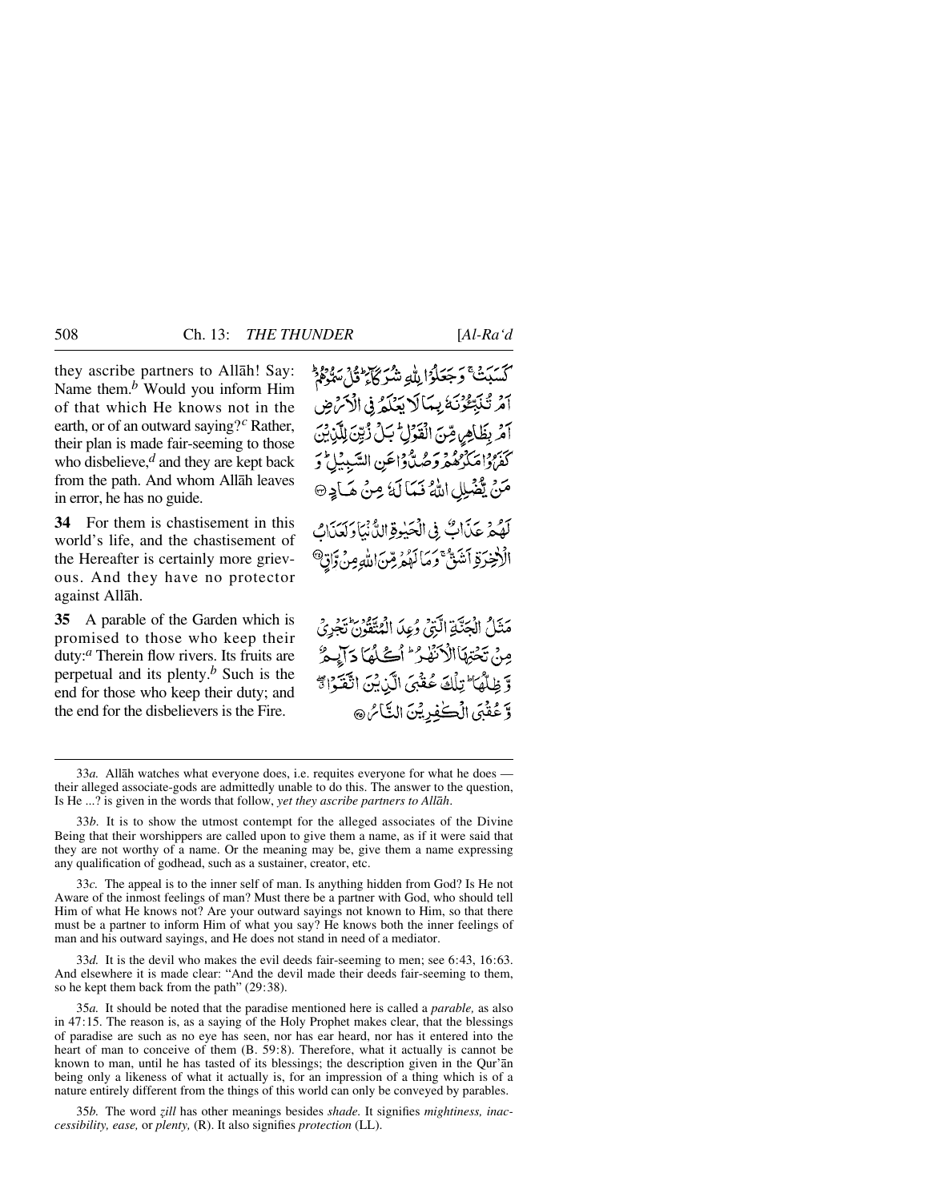they ascribe partners to Allāh! Say: Name them.*b* Would you inform Him of that which He knows not in the earth, or of an outward saying?*c* Rather, their plan is made fair-seeming to those who disbelieve,*d* and they are kept back from the path. And whom Allāh leaves in error, he has no guide.

كَسَبَتْ ۚ وَجَعَلُوْا لِلّٰهِ شُرَكَآءَ ؕ قُلْ سَمُّوْهُمْ ؕ اَمْ تُنَبِّـُٔوْنَهٗ بِمَا لَا يَعْلَمُ فِى الْاَرْضِ اَمْ بِظَاهِرٍ مِّنَ الْقَوْلِ ؕ بَلْ زُيِّنَ لِلَّذِيْنَ كَفَرُوْا مَكْرُهُمْ وَصُدُّوْا عَنِ السَّبِيْلِ ؕ وَمَنْ يُّضْلِلِ اللّٰهُ فَمَا لَهٗ مِنْ هَادٍ ﴿۳۳﴾

**34** For them is chastisement in this world's life, and the chastisement of the Hereafter is certainly more grievous. And they have no protector against Allāh.

لَهُمْ عَذَابٌ فِى الْحَيٰوةِ الدُّنْيَا وَلَعَذَابُ الْاٰخِرَةِ اَشَقُّ ۚ وَمَا لَهُمْ مِّنَ اللّٰهِ مِنْ وَّاقٍ ﴿۳۴﴾

**35** A parable of the Garden which is promised to those who keep their duty:*a* Therein flow rivers. Its fruits are perpetual and its plenty.*b* Such is the end for those who keep their duty; and the end for the disbelievers is the Fire.

مَثَلُ الْجَنَّةِ الَّتِىْ وُعِدَ الْمُتَّقُوْنَ ؕ تَجْرِىْ مِنْ تَحْتِهَا الْاَنْهٰرُ ؕ اُكُلُهَا دَآئِمٌ وَّظِلُّهَا ؕ تِلْكَ عُقْبَى الَّذِيْنَ اتَّقَوْا ۖ وَّعُقْبَى الْكٰفِرِيْنَ النَّارُ ﴿۳۵﴾

---

33*a.* Allāh watches what everyone does, i.e. requites everyone for what he does — their alleged associate-gods are admittedly unable to do this. The answer to the question, Is He ...? is given in the words that follow, *yet they ascribe partners to Allāh*.

33*b.* It is to show the utmost contempt for the alleged associates of the Divine Being that their worshippers are called upon to give them a name, as if it were said that they are not worthy of a name. Or the meaning may be, give them a name expressing any qualification of godhead, such as a sustainer, creator, etc.

33*c.* The appeal is to the inner self of man. Is anything hidden from God? Is He not Aware of the inmost feelings of man? Must there be a partner with God, who should tell Him of what He knows not? Are your outward sayings not known to Him, so that there must be a partner to inform Him of what you say? He knows both the inner feelings of man and his outward sayings, and He does not stand in need of a mediator.

33*d.* It is the devil who makes the evil deeds fair-seeming to men; see 6:43, 16:63. And elsewhere it is made clear: "And the devil made their deeds fair-seeming to them, so he kept them back from the path" (29:38).

35*a.* It should be noted that the paradise mentioned here is called a *parable,* as also in 47:15. The reason is, as a saying of the Holy Prophet makes clear, that the blessings of paradise are such as no eye has seen, nor has ear heard, nor has it entered into the heart of man to conceive of them (B. 59:8). Therefore, what it actually is cannot be known to man, until he has tasted of its blessings; the description given in the Qur'ān being only a likeness of what it actually is, for an impression of a thing which is of a nature entirely different from the things of this world can only be conveyed by parables.

35*b.* The word *ẓill* has other meanings besides *shade*. It signifies *mightiness, inaccessibility, ease,* or *plenty,* (R). It also signifies *protection* (LL).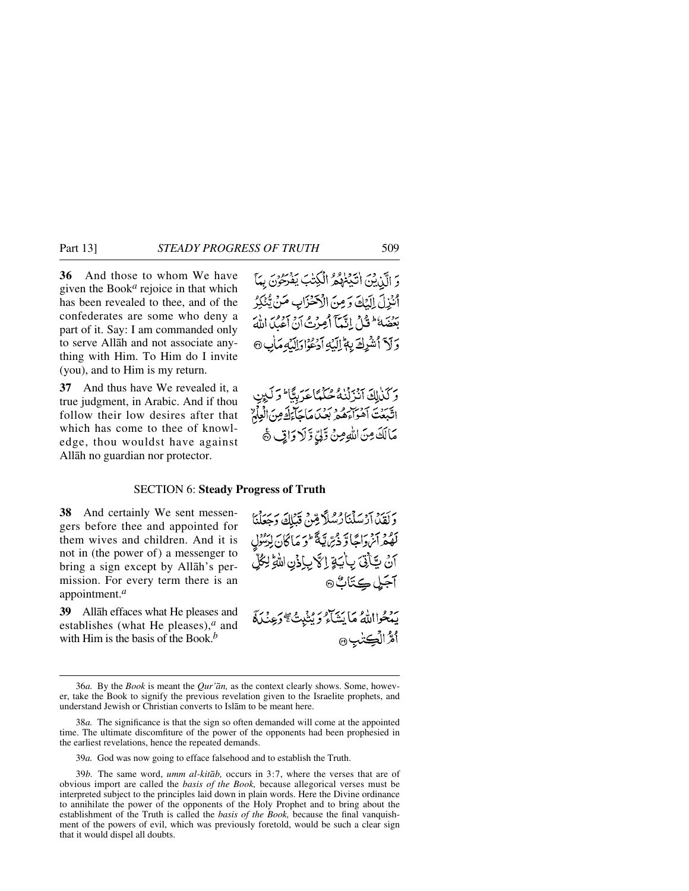**36** And those to whom We have given the Book*a* rejoice in that which has been revealed to thee, and of the confederates are some who deny a part of it. Say: I am commanded only to serve Allāh and not associate anything with Him. To Him do I invite (you), and to Him is my return.

وَ الَّذِيْنَ اٰتَيْنٰهُمُ الْكِتٰبَ يَفْرَحُوْنَ بِمَآ اُنْزِلَ اِلَيْكَ وَ مِنَ الْاَحْزَابِ مَنْ يُّنْكِرُ بَعْضَهٗ ؕ قُلْ اِنَّمَآ اُمِرْتُ اَنْ اَعْبُدَ اللّٰهَ وَ لَآ اُشْرِكَ بِهٖ ؕ اِلَيْهِ اَدْعُوْا وَ اِلَيْهِ مَاٰبِ ﴿۳۶﴾

**37** And thus have We revealed it, a true judgment, in Arabic. And if thou follow their low desires after that which has come to thee of knowledge, thou wouldst have against Allāh no guardian nor protector.

وَ كَذٰلِكَ اَنْزَلْنٰهُ حُكْمًا عَرَبِيًّا ؕ وَ لَئِنِ اتَّبَعْتَ اَهْوَآءَهُمْ بَعْدَ مَا جَآءَكَ مِنَ الْعِلْمِ ۙ مَا لَكَ مِنَ اللّٰهِ مِنْ وَّلِيٍّ وَّ لَا وَاقٍ ﴿۳۷﴾

## SECTION 6: **Steady Progress of Truth**

**38** And certainly We sent messengers before thee and appointed for them wives and children. And it is not in (the power of) a messenger to bring a sign except by Allāh's permission. For every term there is an appointment.*a*

وَ لَقَدْ اَرْسَلْنَا رُسُلًا مِّنْ قَبْلِكَ وَ جَعَلْنَا لَهُمْ اَزْوَاجًا وَّ ذُرِّيَّةً ؕ وَ مَا كَانَ لِرَسُوْلٍ اَنْ يَّاْتِيَ بِاٰيَةٍ اِلَّا بِاِذْنِ اللّٰهِ ؕ لِكُلِّ اَجَلٍ كِتَابٌ ﴿۳۸﴾

**39** Allāh effaces what He pleases and establishes (what He pleases),*a* and with Him is the basis of the Book.*b*

يَمْحُوا اللّٰهُ مَا يَشَآءُ وَ يُثْبِتُ ۚۖ وَ عِنْدَهٗۤ اُمُّ الْكِتٰبِ ﴿۳۹﴾

---

36*a.* By the *Book* is meant the *Qur'ān,* as the context clearly shows. Some, however, take the Book to signify the previous revelation given to the Israelite prophets, and understand Jewish or Christian converts to Islām to be meant here.

38*a.* The significance is that the sign so often demanded will come at the appointed time. The ultimate discomfiture of the power of the opponents had been prophesied in the earliest revelations, hence the repeated demands.

39*a.* God was now going to efface falsehood and to establish the Truth.

39*b.* The same word, *umm al-kitāb,* occurs in 3:7, where the verses that are of obvious import are called the *basis of the Book,* because allegorical verses must be interpreted subject to the principles laid down in plain words. Here the Divine ordinance to annihilate the power of the opponents of the Holy Prophet and to bring about the establishment of the Truth is called the *basis of the Book,* because the final vanquishment of the powers of evil, which was previously foretold, would be such a clear sign that it would dispel all doubts.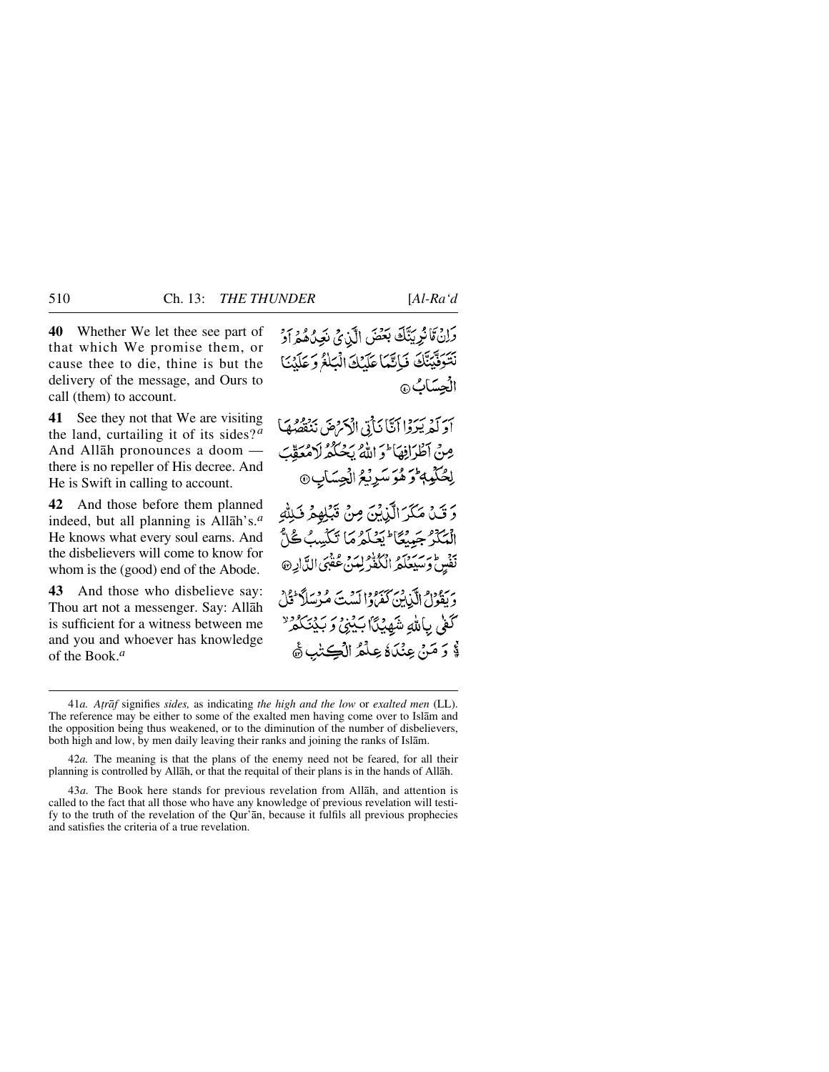**40** Whether We let thee see part of that which We promise them, or cause thee to die, thine is but the delivery of the message, and Ours to call (them) to account.

وَاِنۡ مَّا نُرِیَنَّکَ بَعۡضَ الَّذِیۡ نَعِدُہُمۡ اَوۡ نَتَوَفَّیَنَّکَ فَاِنَّمَا عَلَیۡکَ الۡبَلٰغُ وَعَلَیۡنَا الۡحِسَابُ ﴿۴۰﴾

**41** See they not that We are visiting the land, curtailing it of its sides?[a] And Allāh pronounces a doom — there is no repeller of His decree. And He is Swift in calling to account.

اَوَلَمۡ یَرَوۡا اَنَّا نَاۡتِی الۡاَرۡضَ نَنۡقُصُہَا مِنۡ اَطۡرَافِہَا ؕ وَاللّٰہُ یَحۡکُمُ لَا مُعَقِّبَ لِحُکۡمِہٖ ؕ وَہُوَ سَرِیۡعُ الۡحِسَابِ ﴿۴۱﴾

**42** And those before them planned indeed, but all planning is Allāh's.[a] He knows what every soul earns. And the disbelievers will come to know for whom is the (good) end of the Abode.

وَقَدۡ مَکَرَ الَّذِیۡنَ مِنۡ قَبۡلِہِمۡ فَلِلّٰہِ الۡمَکۡرُ جَمِیۡعًا ؕ یَعۡلَمُ مَا تَکۡسِبُ کُلُّ نَفۡسٍ ؕ وَسَیَعۡلَمُ الۡکُفّٰرُ لِمَنۡ عُقۡبَی الدَّارِ ﴿۴۲﴾

**43** And those who disbelieve say: Thou art not a messenger. Say: Allāh is sufficient for a witness between me and you and whoever has knowledge of the Book.[a]

وَیَقُوۡلُ الَّذِیۡنَ کَفَرُوۡا لَسۡتَ مُرۡسَلًا ؕ قُلۡ کَفٰی بِاللّٰہِ شَہِیۡدًۢا بَیۡنِیۡ وَبَیۡنَکُمۡ ۙ وَمَنۡ عِنۡدَہٗ عِلۡمُ الۡکِتٰبِ ﴿۴۳﴾

---

41*a.* *Aṭrāf* signifies *sides,* as indicating *the high and the low* or *exalted men* (LL). The reference may be either to some of the exalted men having come over to Islām and the opposition being thus weakened, or to the diminution of the number of disbelievers, both high and low, by men daily leaving their ranks and joining the ranks of Islām.

42*a.* The meaning is that the plans of the enemy need not be feared, for all their planning is controlled by Allāh, or that the requital of their plans is in the hands of Allāh.

43*a.* The Book here stands for previous revelation from Allāh, and attention is called to the fact that all those who have any knowledge of previous revelation will testify to the truth of the revelation of the Qur'ān, because it fulfils all previous prophecies and satisfies the criteria of a true revelation.